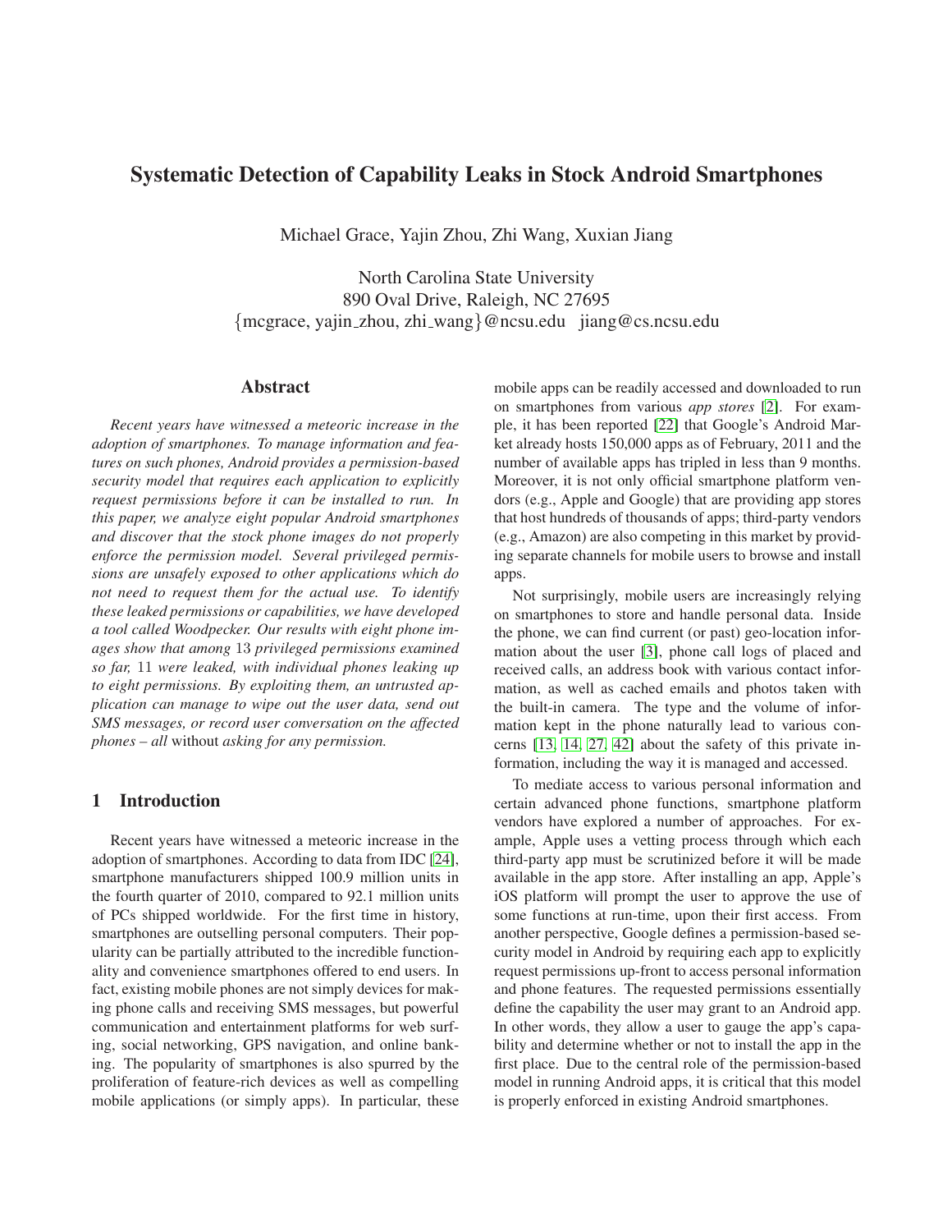# Systematic Detection of Capability Leaks in Stock Android Smartphones

Michael Grace, Yajin Zhou, Zhi Wang, Xuxian Jiang

North Carolina State University
890 Oval Drive, Raleigh, NC 27695
{mcgrace, yajin_zhou, zhi_wang}@ncsu.edu jiang@cs.ncsu.edu

## Abstract

*Recent years have witnessed a meteoric increase in the adoption of smartphones. To manage information and features on such phones, Android provides a permission-based security model that requires each application to explicitly request permissions before it can be installed to run. In this paper, we analyze eight popular Android smartphones and discover that the stock phone images do not properly enforce the permission model. Several privileged permissions are unsafely exposed to other applications which do not need to request them for the actual use. To identify these leaked permissions or capabilities, we have developed a tool called Woodpecker. Our results with eight phone images show that among 13 privileged permissions examined so far, 11 were leaked, with individual phones leaking up to eight permissions. By exploiting them, an untrusted application can manage to wipe out the user data, send out SMS messages, or record user conversation on the affected phones – all* without *asking for any permission.*

## 1 Introduction

Recent years have witnessed a meteoric increase in the adoption of smartphones. According to data from IDC [24], smartphone manufacturers shipped 100.9 million units in the fourth quarter of 2010, compared to 92.1 million units of PCs shipped worldwide. For the first time in history, smartphones are outselling personal computers. Their popularity can be partially attributed to the incredible functionality and convenience smartphones offered to end users. In fact, existing mobile phones are not simply devices for making phone calls and receiving SMS messages, but powerful communication and entertainment platforms for web surfing, social networking, GPS navigation, and online banking. The popularity of smartphones is also spurred by the proliferation of feature-rich devices as well as compelling mobile applications (or simply apps). In particular, these mobile apps can be readily accessed and downloaded to run on smartphones from various *app stores* [2]. For example, it has been reported [22] that Google's Android Market already hosts 150,000 apps as of February, 2011 and the number of available apps has tripled in less than 9 months. Moreover, it is not only official smartphone platform vendors (e.g., Apple and Google) that are providing app stores that host hundreds of thousands of apps; third-party vendors (e.g., Amazon) are also competing in this market by providing separate channels for mobile users to browse and install apps.

Not surprisingly, mobile users are increasingly relying on smartphones to store and handle personal data. Inside the phone, we can find current (or past) geo-location information about the user [3], phone call logs of placed and received calls, an address book with various contact information, as well as cached emails and photos taken with the built-in camera. The type and the volume of information kept in the phone naturally lead to various concerns [13, 14, 27, 42] about the safety of this private information, including the way it is managed and accessed.

To mediate access to various personal information and certain advanced phone functions, smartphone platform vendors have explored a number of approaches. For example, Apple uses a vetting process through which each third-party app must be scrutinized before it will be made available in the app store. After installing an app, Apple's iOS platform will prompt the user to approve the use of some functions at run-time, upon their first access. From another perspective, Google defines a permission-based security model in Android by requiring each app to explicitly request permissions up-front to access personal information and phone features. The requested permissions essentially define the capability the user may grant to an Android app. In other words, they allow a user to gauge the app's capability and determine whether or not to install the app in the first place. Due to the central role of the permission-based model in running Android apps, it is critical that this model is properly enforced in existing Android smartphones.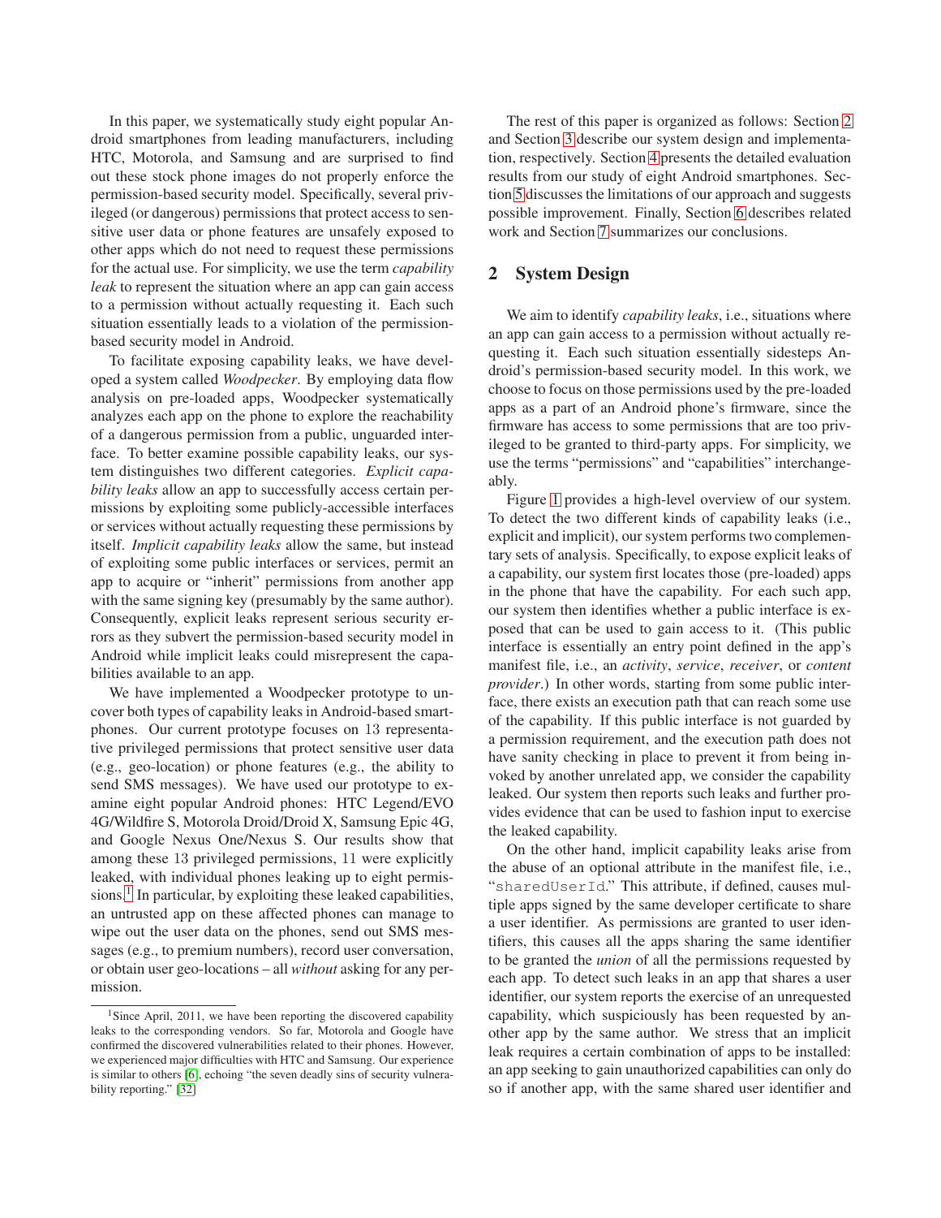In this paper, we systematically study eight popular Android smartphones from leading manufacturers, including HTC, Motorola, and Samsung and are surprised to find out these stock phone images do not properly enforce the permission-based security model. Specifically, several privileged (or dangerous) permissions that protect access to sensitive user data or phone features are unsafely exposed to other apps which do not need to request these permissions for the actual use. For simplicity, we use the term *capability leak* to represent the situation where an app can gain access to a permission without actually requesting it. Each such situation essentially leads to a violation of the permission-based security model in Android.

To facilitate exposing capability leaks, we have developed a system called *Woodpecker*. By employing data flow analysis on pre-loaded apps, Woodpecker systematically analyzes each app on the phone to explore the reachability of a dangerous permission from a public, unguarded interface. To better examine possible capability leaks, our system distinguishes two different categories. *Explicit capability leaks* allow an app to successfully access certain permissions by exploiting some publicly-accessible interfaces or services without actually requesting these permissions by itself. *Implicit capability leaks* allow the same, but instead of exploiting some public interfaces or services, permit an app to acquire or "inherit" permissions from another app with the same signing key (presumably by the same author). Consequently, explicit leaks represent serious security errors as they subvert the permission-based security model in Android while implicit leaks could misrepresent the capabilities available to an app.

We have implemented a Woodpecker prototype to uncover both types of capability leaks in Android-based smartphones. Our current prototype focuses on 13 representative privileged permissions that protect sensitive user data (e.g., geo-location) or phone features (e.g., the ability to send SMS messages). We have used our prototype to examine eight popular Android phones: HTC Legend/EVO 4G/Wildfire S, Motorola Droid/Droid X, Samsung Epic 4G, and Google Nexus One/Nexus S. Our results show that among these 13 privileged permissions, 11 were explicitly leaked, with individual phones leaking up to eight permissions.[1] In particular, by exploiting these leaked capabilities, an untrusted app on these affected phones can manage to wipe out the user data on the phones, send out SMS messages (e.g., to premium numbers), record user conversation, or obtain user geo-locations – all *without* asking for any permission.

[1] Since April, 2011, we have been reporting the discovered capability leaks to the corresponding vendors. So far, Motorola and Google have confirmed the discovered vulnerabilities related to their phones. However, we experienced major difficulties with HTC and Samsung. Our experience is similar to others [6], echoing "the seven deadly sins of security vulnerability reporting." [32]

The rest of this paper is organized as follows: Section 2 and Section 3 describe our system design and implementation, respectively. Section 4 presents the detailed evaluation results from our study of eight Android smartphones. Section 5 discusses the limitations of our approach and suggests possible improvement. Finally, Section 6 describes related work and Section 7 summarizes our conclusions.

## 2 System Design

We aim to identify *capability leaks*, i.e., situations where an app can gain access to a permission without actually requesting it. Each such situation essentially sidesteps Android's permission-based security model. In this work, we choose to focus on those permissions used by the pre-loaded apps as a part of an Android phone's firmware, since the firmware has access to some permissions that are too privileged to be granted to third-party apps. For simplicity, we use the terms "permissions" and "capabilities" interchangeably.

Figure 1 provides a high-level overview of our system. To detect the two different kinds of capability leaks (i.e., explicit and implicit), our system performs two complementary sets of analysis. Specifically, to expose explicit leaks of a capability, our system first locates those (pre-loaded) apps in the phone that have the capability. For each such app, our system then identifies whether a public interface is exposed that can be used to gain access to it. (This public interface is essentially an entry point defined in the app's manifest file, i.e., an *activity*, *service*, *receiver*, or *content provider*.) In other words, starting from some public interface, there exists an execution path that can reach some use of the capability. If this public interface is not guarded by a permission requirement, and the execution path does not have sanity checking in place to prevent it from being invoked by another unrelated app, we consider the capability leaked. Our system then reports such leaks and further provides evidence that can be used to fashion input to exercise the leaked capability.

On the other hand, implicit capability leaks arise from the abuse of an optional attribute in the manifest file, i.e., "`sharedUserId`." This attribute, if defined, causes multiple apps signed by the same developer certificate to share a user identifier. As permissions are granted to user identifiers, this causes all the apps sharing the same identifier to be granted the *union* of all the permissions requested by each app. To detect such leaks in an app that shares a user identifier, our system reports the exercise of an unrequested capability, which suspiciously has been requested by another app by the same author. We stress that an implicit leak requires a certain combination of apps to be installed: an app seeking to gain unauthorized capabilities can only do so if another app, with the same shared user identifier and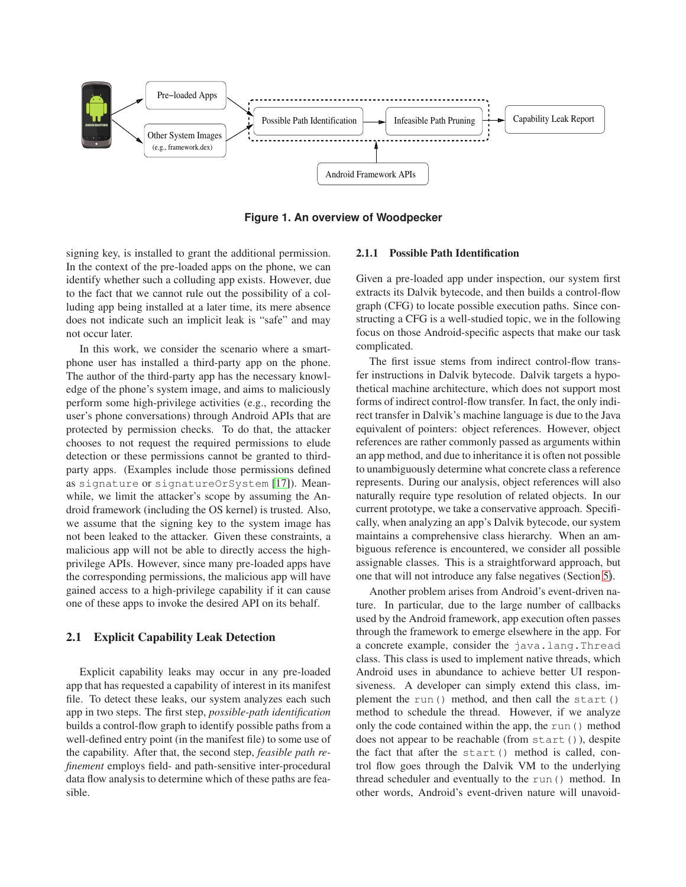Figure 1. An overview of Woodpecker

signing key, is installed to grant the additional permission. In the context of the pre-loaded apps on the phone, we can identify whether such a colluding app exists. However, due to the fact that we cannot rule out the possibility of a colluding app being installed at a later time, its mere absence does not indicate such an implicit leak is "safe" and may not occur later.

In this work, we consider the scenario where a smartphone user has installed a third-party app on the phone. The author of the third-party app has the necessary knowledge of the phone's system image, and aims to maliciously perform some high-privilege activities (e.g., recording the user's phone conversations) through Android APIs that are protected by permission checks. To do that, the attacker chooses to not request the required permissions to elude detection or these permissions cannot be granted to third-party apps. (Examples include those permissions defined as `signature` or `signatureOrSystem` [17]). Meanwhile, we limit the attacker's scope by assuming the Android framework (including the OS kernel) is trusted. Also, we assume that the signing key to the system image has not been leaked to the attacker. Given these constraints, a malicious app will not be able to directly access the high-privilege APIs. However, since many pre-loaded apps have the corresponding permissions, the malicious app will have gained access to a high-privilege capability if it can cause one of these apps to invoke the desired API on its behalf.

## 2.1 Explicit Capability Leak Detection

Explicit capability leaks may occur in any pre-loaded app that has requested a capability of interest in its manifest file. To detect these leaks, our system analyzes each such app in two steps. The first step, *possible-path identification* builds a control-flow graph to identify possible paths from a well-defined entry point (in the manifest file) to some use of the capability. After that, the second step, *feasible path refinement* employs field- and path-sensitive inter-procedural data flow analysis to determine which of these paths are feasible.

### 2.1.1 Possible Path Identification

Given a pre-loaded app under inspection, our system first extracts its Dalvik bytecode, and then builds a control-flow graph (CFG) to locate possible execution paths. Since constructing a CFG is a well-studied topic, we in the following focus on those Android-specific aspects that make our task complicated.

The first issue stems from indirect control-flow transfer instructions in Dalvik bytecode. Dalvik targets a hypothetical machine architecture, which does not support most forms of indirect control-flow transfer. In fact, the only indirect transfer in Dalvik's machine language is due to the Java equivalent of pointers: object references. However, object references are rather commonly passed as arguments within an app method, and due to inheritance it is often not possible to unambiguously determine what concrete class a reference represents. During our analysis, object references will also naturally require type resolution of related objects. In our current prototype, we take a conservative approach. Specifically, when analyzing an app's Dalvik bytecode, our system maintains a comprehensive class hierarchy. When an ambiguous reference is encountered, we consider all possible assignable classes. This is a straightforward approach, but one that will not introduce any false negatives (Section 5).

Another problem arises from Android's event-driven nature. In particular, due to the large number of callbacks used by the Android framework, app execution often passes through the framework to emerge elsewhere in the app. For a concrete example, consider the `java.lang.Thread` class. This class is used to implement native threads, which Android uses in abundance to achieve better UI responsiveness. A developer can simply extend this class, implement the `run()` method, and then call the `start()` method to schedule the thread. However, if we analyze only the code contained within the app, the `run()` method does not appear to be reachable (from `start()`), despite the fact that after the `start()` method is called, control flow goes through the Dalvik VM to the underlying thread scheduler and eventually to the `run()` method. In other words, Android's event-driven nature will unavoid-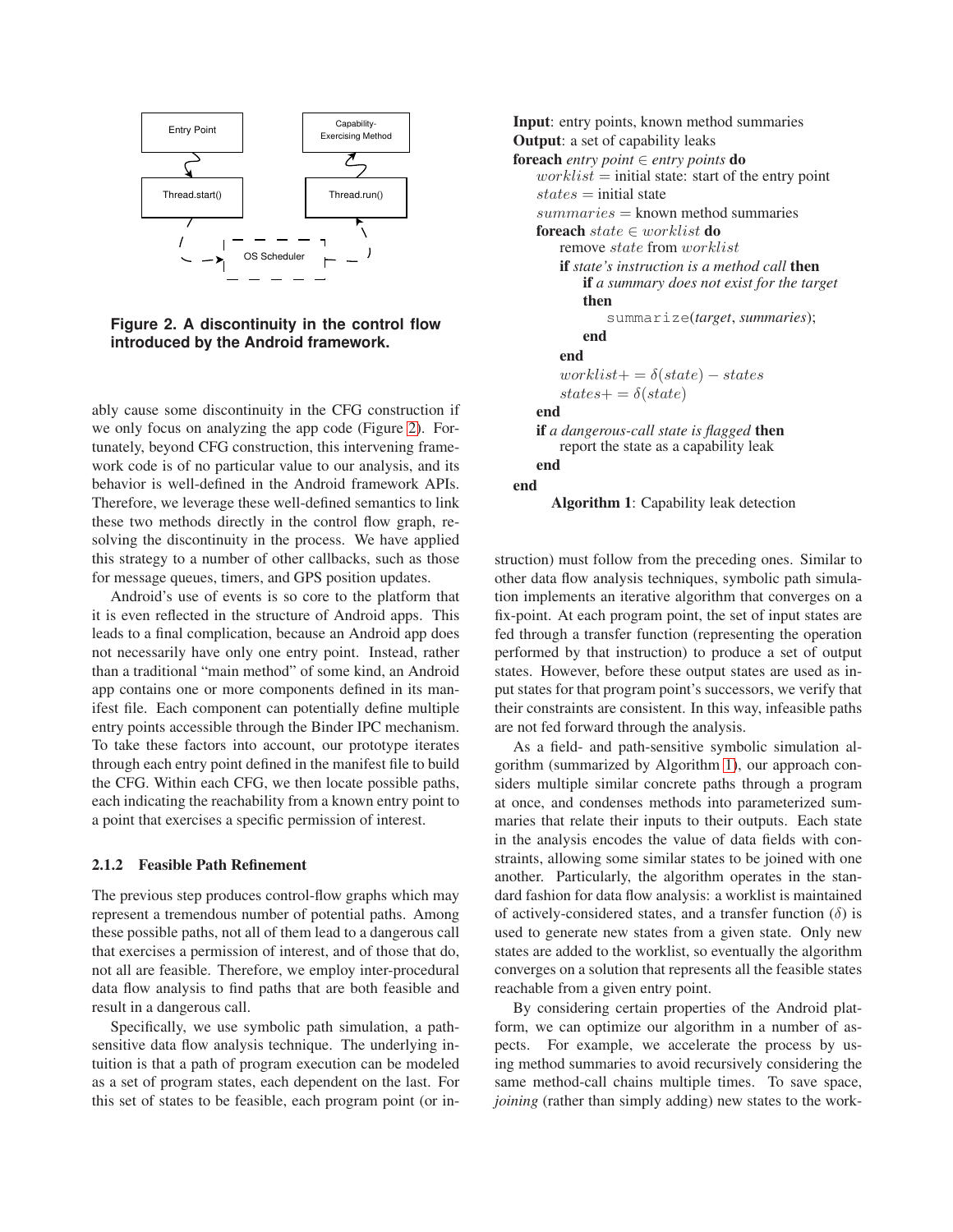**Figure 2. A discontinuity in the control flow introduced by the Android framework.**

ably cause some discontinuity in the CFG construction if we only focus on analyzing the app code (Figure 2). Fortunately, beyond CFG construction, this intervening framework code is of no particular value to our analysis, and its behavior is well-defined in the Android framework APIs. Therefore, we leverage these well-defined semantics to link these two methods directly in the control flow graph, resolving the discontinuity in the process. We have applied this strategy to a number of other callbacks, such as those for message queues, timers, and GPS position updates.

Android's use of events is so core to the platform that it is even reflected in the structure of Android apps. This leads to a final complication, because an Android app does not necessarily have only one entry point. Instead, rather than a traditional "main method" of some kind, an Android app contains one or more components defined in its manifest file. Each component can potentially define multiple entry points accessible through the Binder IPC mechanism. To take these factors into account, our prototype iterates through each entry point defined in the manifest file to build the CFG. Within each CFG, we then locate possible paths, each indicating the reachability from a known entry point to a point that exercises a specific permission of interest.

#### 2.1.2 Feasible Path Refinement

The previous step produces control-flow graphs which may represent a tremendous number of potential paths. Among these possible paths, not all of them lead to a dangerous call that exercises a permission of interest, and of those that do, not all are feasible. Therefore, we employ inter-procedural data flow analysis to find paths that are both feasible and result in a dangerous call.

Specifically, we use symbolic path simulation, a path-sensitive data flow analysis technique. The underlying intuition is that a path of program execution can be modeled as a set of program states, each dependent on the last. For this set of states to be feasible, each program point (or instruction) must follow from the preceding ones. Similar to other data flow analysis techniques, symbolic path simulation implements an iterative algorithm that converges on a fix-point. At each program point, the set of input states are fed through a transfer function (representing the operation performed by that instruction) to produce a set of output states. However, before these output states are used as input states for that program point's successors, we verify that their constraints are consistent. In this way, infeasible paths are not fed forward through the analysis.

**Input**: entry points, known method summaries
**Output**: a set of capability leaks
**foreach** *entry point* $\in$ *entry points* **do**
  $worklist$ = initial state: start of the entry point
  $states$ = initial state
  $summaries$ = known method summaries
  **foreach** $state \in worklist$ **do**
    remove $state$ from $worklist$
    **if** *state's instruction is a method call* **then**
      **if** *a summary does not exist for the target* **then**
        `summarize`(*target*, *summaries*);
      **end**
    **end**
    $worklist += \delta(state) - states$
    $states += \delta(state)$
  **end**
  **if** *a dangerous-call state is flagged* **then**
    report the state as a capability leak
  **end**
**end**

**Algorithm 1**: Capability leak detection

As a field- and path-sensitive symbolic simulation algorithm (summarized by Algorithm 1), our approach considers multiple similar concrete paths through a program at once, and condenses methods into parameterized summaries that relate their inputs to their outputs. Each state in the analysis encodes the value of data fields with constraints, allowing some similar states to be joined with one another. Particularly, the algorithm operates in the standard fashion for data flow analysis: a worklist is maintained of actively-considered states, and a transfer function ($\delta$) is used to generate new states from a given state. Only new states are added to the worklist, so eventually the algorithm converges on a solution that represents all the feasible states reachable from a given entry point.

By considering certain properties of the Android platform, we can optimize our algorithm in a number of aspects. For example, we accelerate the process by using method summaries to avoid recursively considering the same method-call chains multiple times. To save space, *joining* (rather than simply adding) new states to the work-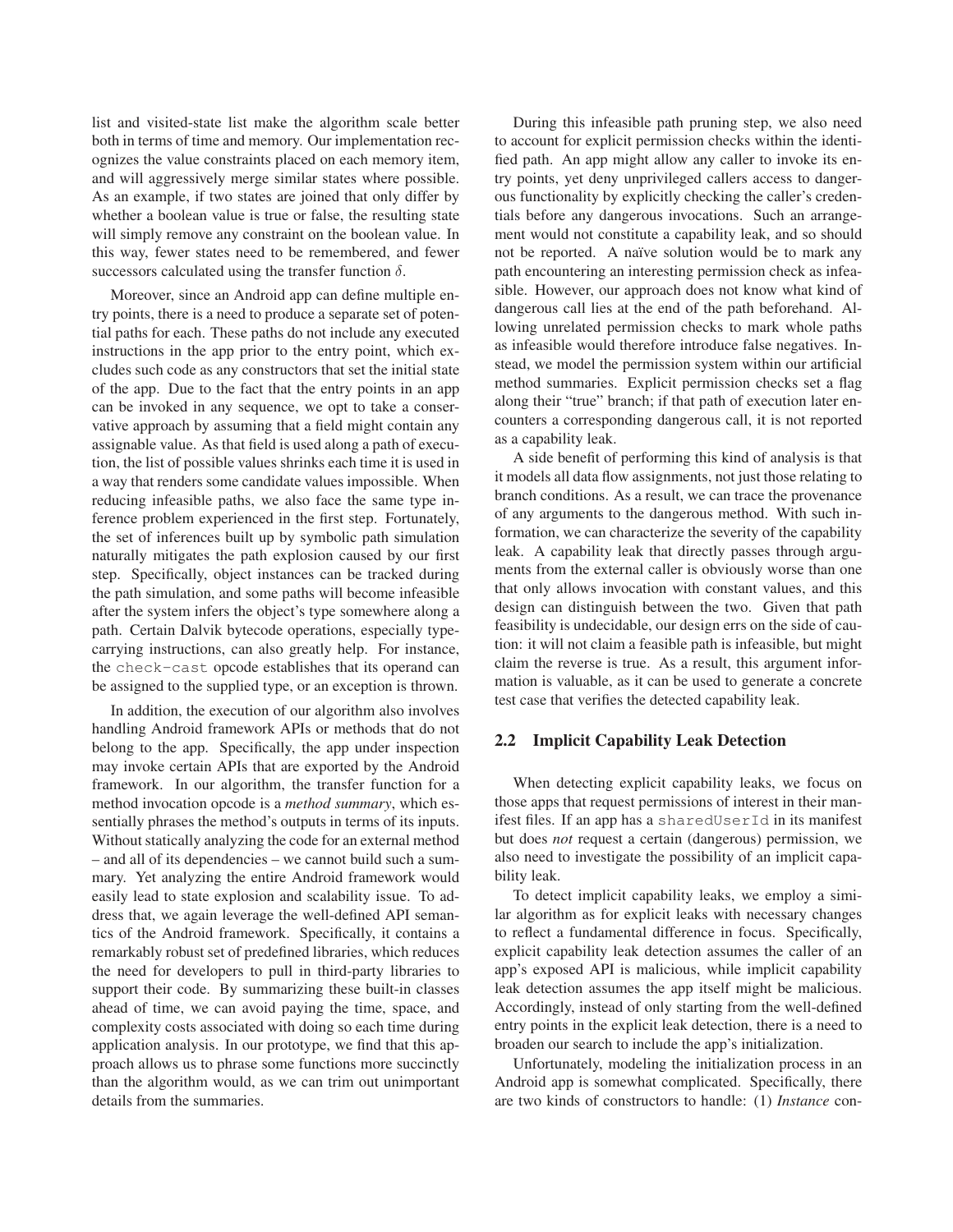list and visited-state list make the algorithm scale better both in terms of time and memory. Our implementation recognizes the value constraints placed on each memory item, and will aggressively merge similar states where possible. As an example, if two states are joined that only differ by whether a boolean value is true or false, the resulting state will simply remove any constraint on the boolean value. In this way, fewer states need to be remembered, and fewer successors calculated using the transfer function $\delta$.

Moreover, since an Android app can define multiple entry points, there is a need to produce a separate set of potential paths for each. These paths do not include any executed instructions in the app prior to the entry point, which excludes such code as any constructors that set the initial state of the app. Due to the fact that the entry points in an app can be invoked in any sequence, we opt to take a conservative approach by assuming that a field might contain any assignable value. As that field is used along a path of execution, the list of possible values shrinks each time it is used in a way that renders some candidate values impossible. When reducing infeasible paths, we also face the same type inference problem experienced in the first step. Fortunately, the set of inferences built up by symbolic path simulation naturally mitigates the path explosion caused by our first step. Specifically, object instances can be tracked during the path simulation, and some paths will become infeasible after the system infers the object's type somewhere along a path. Certain Dalvik bytecode operations, especially type-carrying instructions, can also greatly help. For instance, the `check-cast` opcode establishes that its operand can be assigned to the supplied type, or an exception is thrown.

In addition, the execution of our algorithm also involves handling Android framework APIs or methods that do not belong to the app. Specifically, the app under inspection may invoke certain APIs that are exported by the Android framework. In our algorithm, the transfer function for a method invocation opcode is a *method summary*, which essentially phrases the method's outputs in terms of its inputs. Without statically analyzing the code for an external method – and all of its dependencies – we cannot build such a summary. Yet analyzing the entire Android framework would easily lead to state explosion and scalability issue. To address that, we again leverage the well-defined API semantics of the Android framework. Specifically, it contains a remarkably robust set of predefined libraries, which reduces the need for developers to pull in third-party libraries to support their code. By summarizing these built-in classes ahead of time, we can avoid paying the time, space, and complexity costs associated with doing so each time during application analysis. In our prototype, we find that this approach allows us to phrase some functions more succinctly than the algorithm would, as we can trim out unimportant details from the summaries.

During this infeasible path pruning step, we also need to account for explicit permission checks within the identified path. An app might allow any caller to invoke its entry points, yet deny unprivileged callers access to dangerous functionality by explicitly checking the caller's credentials before any dangerous invocations. Such an arrangement would not constitute a capability leak, and so should not be reported. A naïve solution would be to mark any path encountering an interesting permission check as infeasible. However, our approach does not know what kind of dangerous call lies at the end of the path beforehand. Allowing unrelated permission checks to mark whole paths as infeasible would therefore introduce false negatives. Instead, we model the permission system within our artificial method summaries. Explicit permission checks set a flag along their "true" branch; if that path of execution later encounters a corresponding dangerous call, it is not reported as a capability leak.

A side benefit of performing this kind of analysis is that it models all data flow assignments, not just those relating to branch conditions. As a result, we can trace the provenance of any arguments to the dangerous method. With such information, we can characterize the severity of the capability leak. A capability leak that directly passes through arguments from the external caller is obviously worse than one that only allows invocation with constant values, and this design can distinguish between the two. Given that path feasibility is undecidable, our design errs on the side of caution: it will not claim a feasible path is infeasible, but might claim the reverse is true. As a result, this argument information is valuable, as it can be used to generate a concrete test case that verifies the detected capability leak.

## 2.2 Implicit Capability Leak Detection

When detecting explicit capability leaks, we focus on those apps that request permissions of interest in their manifest files. If an app has a `sharedUserId` in its manifest but does *not* request a certain (dangerous) permission, we also need to investigate the possibility of an implicit capability leak.

To detect implicit capability leaks, we employ a similar algorithm as for explicit leaks with necessary changes to reflect a fundamental difference in focus. Specifically, explicit capability leak detection assumes the caller of an app's exposed API is malicious, while implicit capability leak detection assumes the app itself might be malicious. Accordingly, instead of only starting from the well-defined entry points in the explicit leak detection, there is a need to broaden our search to include the app's initialization.

Unfortunately, modeling the initialization process in an Android app is somewhat complicated. Specifically, there are two kinds of constructors to handle: (1) *Instance* con-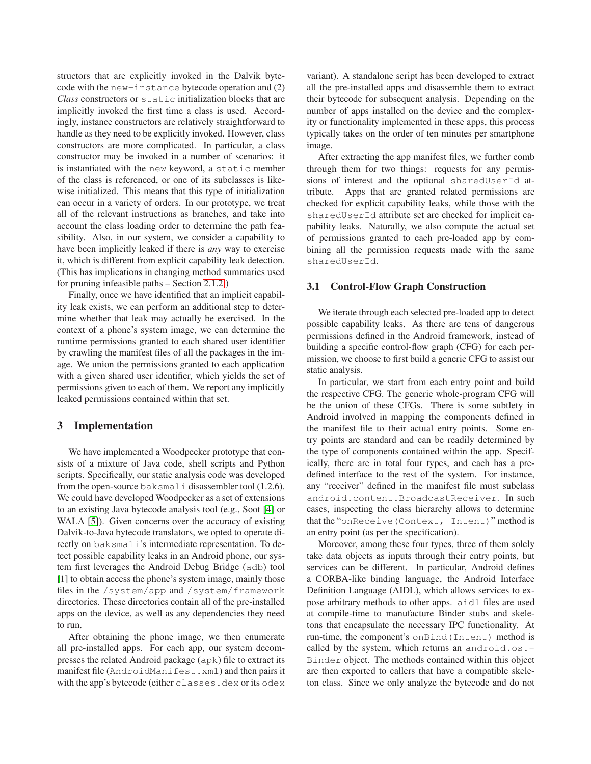structors that are explicitly invoked in the Dalvik bytecode with the `new-instance` bytecode operation and (2) *Class* constructors or `static` initialization blocks that are implicitly invoked the first time a class is used. Accordingly, instance constructors are relatively straightforward to handle as they need to be explicitly invoked. However, class constructors are more complicated. In particular, a class constructor may be invoked in a number of scenarios: it is instantiated with the `new` keyword, a `static` member of the class is referenced, or one of its subclasses is likewise initialized. This means that this type of initialization can occur in a variety of orders. In our prototype, we treat all of the relevant instructions as branches, and take into account the class loading order to determine the path feasibility. Also, in our system, we consider a capability to have been implicitly leaked if there is *any* way to exercise it, which is different from explicit capability leak detection. (This has implications in changing method summaries used for pruning infeasible paths – Section 2.1.2.)

Finally, once we have identified that an implicit capability leak exists, we can perform an additional step to determine whether that leak may actually be exercised. In the context of a phone's system image, we can determine the runtime permissions granted to each shared user identifier by crawling the manifest files of all the packages in the image. We union the permissions granted to each application with a given shared user identifier, which yields the set of permissions given to each of them. We report any implicitly leaked permissions contained within that set.

## 3 Implementation

We have implemented a Woodpecker prototype that consists of a mixture of Java code, shell scripts and Python scripts. Specifically, our static analysis code was developed from the open-source `baksmali` disassembler tool (1.2.6). We could have developed Woodpecker as a set of extensions to an existing Java bytecode analysis tool (e.g., Soot [4] or WALA [5]). Given concerns over the accuracy of existing Dalvik-to-Java bytecode translators, we opted to operate directly on `baksmali`'s intermediate representation. To detect possible capability leaks in an Android phone, our system first leverages the Android Debug Bridge (`adb`) tool [1] to obtain access the phone's system image, mainly those files in the `/system/app` and `/system/framework` directories. These directories contain all of the pre-installed apps on the device, as well as any dependencies they need to run.

After obtaining the phone image, we then enumerate all pre-installed apps. For each app, our system decompresses the related Android package (`apk`) file to extract its manifest file (`AndroidManifest.xml`) and then pairs it with the app's bytecode (either `classes.dex` or its `odex` variant). A standalone script has been developed to extract all the pre-installed apps and disassemble them to extract their bytecode for subsequent analysis. Depending on the number of apps installed on the device and the complexity or functionality implemented in these apps, this process typically takes on the order of ten minutes per smartphone image.

After extracting the app manifest files, we further comb through them for two things: requests for any permissions of interest and the optional `sharedUserId` attribute. Apps that are granted related permissions are checked for explicit capability leaks, while those with the `sharedUserId` attribute set are checked for implicit capability leaks. Naturally, we also compute the actual set of permissions granted to each pre-loaded app by combining all the permission requests made with the same `sharedUserId`.

### 3.1 Control-Flow Graph Construction

We iterate through each selected pre-loaded app to detect possible capability leaks. As there are tens of dangerous permissions defined in the Android framework, instead of building a specific control-flow graph (CFG) for each permission, we choose to first build a generic CFG to assist our static analysis.

In particular, we start from each entry point and build the respective CFG. The generic whole-program CFG will be the union of these CFGs. There is some subtlety in Android involved in mapping the components defined in the manifest file to their actual entry points. Some entry points are standard and can be readily determined by the type of components contained within the app. Specifically, there are in total four types, and each has a predefined interface to the rest of the system. For instance, any "receiver" defined in the manifest file must subclass `android.content.BroadcastReceiver`. In such cases, inspecting the class hierarchy allows to determine that the "`onReceive(Context, Intent)`" method is an entry point (as per the specification).

Moreover, among these four types, three of them solely take data objects as inputs through their entry points, but services can be different. In particular, Android defines a CORBA-like binding language, the Android Interface Definition Language (AIDL), which allows services to expose arbitrary methods to other apps. `aidl` files are used at compile-time to manufacture Binder stubs and skeletons that encapsulate the necessary IPC functionality. At run-time, the component's `onBind(Intent)` method is called by the system, which returns an `android.os.Binder` object. The methods contained within this object are then exported to callers that have a compatible skeleton class. Since we only analyze the bytecode and do not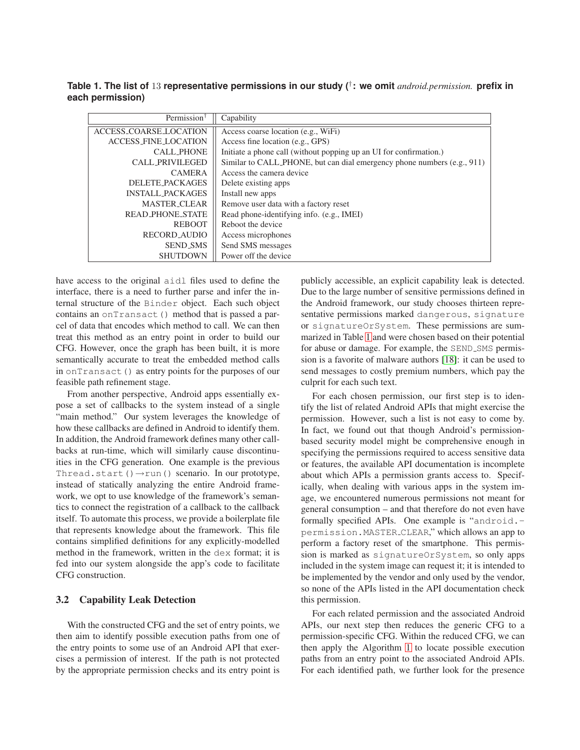**Table 1. The list of 13 representative permissions in our study († : we omit *android.permission.* prefix in each permission)**

| Permission† | Capability |
|---|---|
| ACCESS_COARSE_LOCATION | Access coarse location (e.g., WiFi) |
| ACCESS_FINE_LOCATION | Access fine location (e.g., GPS) |
| CALL_PHONE | Initiate a phone call (without popping up an UI for confirmation.) |
| CALL_PRIVILEGED | Similar to CALL_PHONE, but can dial emergency phone numbers (e.g., 911) |
| CAMERA | Access the camera device |
| DELETE_PACKAGES | Delete existing apps |
| INSTALL_PACKAGES | Install new apps |
| MASTER_CLEAR | Remove user data with a factory reset |
| READ_PHONE_STATE | Read phone-identifying info. (e.g., IMEI) |
| REBOOT | Reboot the device |
| RECORD_AUDIO | Access microphones |
| SEND_SMS | Send SMS messages |
| SHUTDOWN | Power off the device |

have access to the original `aidl` files used to define the interface, there is a need to further parse and infer the internal structure of the `Binder` object. Each such object contains an `onTransact()` method that is passed a parcel of data that encodes which method to call. We can then treat this method as an entry point in order to build our CFG. However, once the graph has been built, it is more semantically accurate to treat the embedded method calls in `onTransact()` as entry points for the purposes of our feasible path refinement stage.

From another perspective, Android apps essentially expose a set of callbacks to the system instead of a single "main method." Our system leverages the knowledge of how these callbacks are defined in Android to identify them. In addition, the Android framework defines many other callbacks at run-time, which will similarly cause discontinuities in the CFG generation. One example is the previous `Thread.start()`→`run()` scenario. In our prototype, instead of statically analyzing the entire Android framework, we opt to use knowledge of the framework's semantics to connect the registration of a callback to the callback itself. To automate this process, we provide a boilerplate file that represents knowledge about the framework. This file contains simplified definitions for any explicitly-modelled method in the framework, written in the `dex` format; it is fed into our system alongside the app's code to facilitate CFG construction.

### 3.2 Capability Leak Detection

With the constructed CFG and the set of entry points, we then aim to identify possible execution paths from one of the entry points to some use of an Android API that exercises a permission of interest. If the path is not protected by the appropriate permission checks and its entry point is publicly accessible, an explicit capability leak is detected. Due to the large number of sensitive permissions defined in the Android framework, our study chooses thirteen representative permissions marked `dangerous`, `signature` or `signatureOrSystem`. These permissions are summarized in Table 1 and were chosen based on their potential for abuse or damage. For example, the SEND_SMS permission is a favorite of malware authors [18]: it can be used to send messages to costly premium numbers, which pay the culprit for each such text.

For each chosen permission, our first step is to identify the list of related Android APIs that might exercise the permission. However, such a list is not easy to come by. In fact, we found out that though Android's permission-based security model might be comprehensive enough in specifying the permissions required to access sensitive data or features, the available API documentation is incomplete about which APIs a permission grants access to. Specifically, when dealing with various apps in the system image, we encountered numerous permissions not meant for general consumption – and that therefore do not even have formally specified APIs. One example is "`android.permission.MASTER_CLEAR`," which allows an app to perform a factory reset of the smartphone. This permission is marked as `signatureOrSystem`, so only apps included in the system image can request it; it is intended to be implemented by the vendor and only used by the vendor, so none of the APIs listed in the API documentation check this permission.

For each related permission and the associated Android APIs, our next step then reduces the generic CFG to a permission-specific CFG. Within the reduced CFG, we can then apply the Algorithm 1 to locate possible execution paths from an entry point to the associated Android APIs. For each identified path, we further look for the presence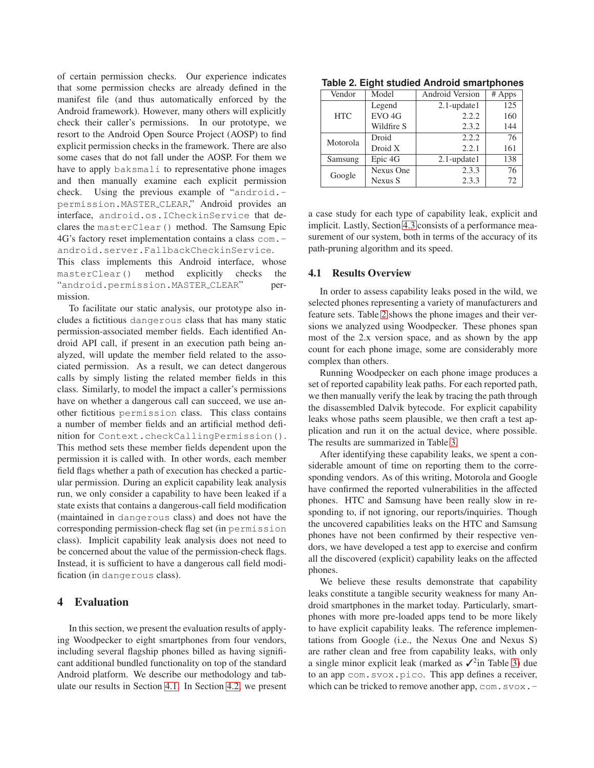of certain permission checks. Our experience indicates that some permission checks are already defined in the manifest file (and thus automatically enforced by the Android framework). However, many others will explicitly check their caller's permissions. In our prototype, we resort to the Android Open Source Project (AOSP) to find explicit permission checks in the framework. There are also some cases that do not fall under the AOSP. For them we have to apply `baksmali` to representative phone images and then manually examine each explicit permission check. Using the previous example of "`android.permission.MASTER_CLEAR`," Android provides an interface, `android.os.ICheckinService` that declares the `masterClear()` method. The Samsung Epic 4G's factory reset implementation contains a class `com.android.server.FallbackCheckinService`. This class implements this Android interface, whose `masterClear()` method explicitly checks the "`android.permission.MASTER_CLEAR`" permission.

To facilitate our static analysis, our prototype also includes a fictitious `dangerous` class that has many static permission-associated member fields. Each identified Android API call, if present in an execution path being analyzed, will update the member field related to the associated permission. As a result, we can detect dangerous calls by simply listing the related member fields in this class. Similarly, to model the impact a caller's permissions have on whether a dangerous call can succeed, we use another fictitious `permission` class. This class contains a number of member fields and an artificial method definition for `Context.checkCallingPermission()`. This method sets these member fields dependent upon the permission it is called with. In other words, each member field flags whether a path of execution has checked a particular permission. During an explicit capability leak analysis run, we only consider a capability to have been leaked if a state exists that contains a dangerous-call field modification (maintained in `dangerous` class) and does not have the corresponding permission-check flag set (in `permission` class). Implicit capability leak analysis does not need to be concerned about the value of the permission-check flags. Instead, it is sufficient to have a dangerous call field modification (in `dangerous` class).

## 4 Evaluation

In this section, we present the evaluation results of applying Woodpecker to eight smartphones from four vendors, including several flagship phones billed as having significant additional bundled functionality on top of the standard Android platform. We describe our methodology and tabulate our results in Section 4.1. In Section 4.2, we present a case study for each type of capability leak, explicit and implicit. Lastly, Section 4.3 consists of a performance measurement of our system, both in terms of the accuracy of its path-pruning algorithm and its speed.

**Table 2. Eight studied Android smartphones**

| Vendor | Model | Android Version | # Apps |
|---|---|---|---|
| HTC | Legend | 2.1-update1 | 125 |
| | EVO 4G | 2.2.2 | 160 |
| | Wildfire S | 2.3.2 | 144 |
| Motorola | Droid | 2.2.2 | 76 |
| | Droid X | 2.2.1 | 161 |
| Samsung | Epic 4G | 2.1-update1 | 138 |
| Google | Nexus One | 2.3.3 | 76 |
| | Nexus S | 2.3.3 | 72 |

### 4.1 Results Overview

In order to assess capability leaks posed in the wild, we selected phones representing a variety of manufacturers and feature sets. Table 2 shows the phone images and their versions we analyzed using Woodpecker. These phones span most of the 2.x version space, and as shown by the app count for each phone image, some are considerably more complex than others.

Running Woodpecker on each phone image produces a set of reported capability leak paths. For each reported path, we then manually verify the leak by tracing the path through the disassembled Dalvik bytecode. For explicit capability leaks whose paths seem plausible, we then craft a test application and run it on the actual device, where possible. The results are summarized in Table 3.

After identifying these capability leaks, we spent a considerable amount of time on reporting them to the corresponding vendors. As of this writing, Motorola and Google have confirmed the reported vulnerabilities in the affected phones. HTC and Samsung have been really slow in responding to, if not ignoring, our reports/inquiries. Though the uncovered capabilities leaks on the HTC and Samsung phones have not been confirmed by their respective vendors, we have developed a test app to exercise and confirm all the discovered (explicit) capability leaks on the affected phones.

We believe these results demonstrate that capability leaks constitute a tangible security weakness for many Android smartphones in the market today. Particularly, smartphones with more pre-loaded apps tend to be more likely to have explicit capability leaks. The reference implementations from Google (i.e., the Nexus One and Nexus S) are rather clean and free from capability leaks, with only a single minor explicit leak (marked as ✓[2] in Table 3) due to an app `com.svox.pico`. This app defines a receiver, which can be tricked to remove another app, `com.svox.-`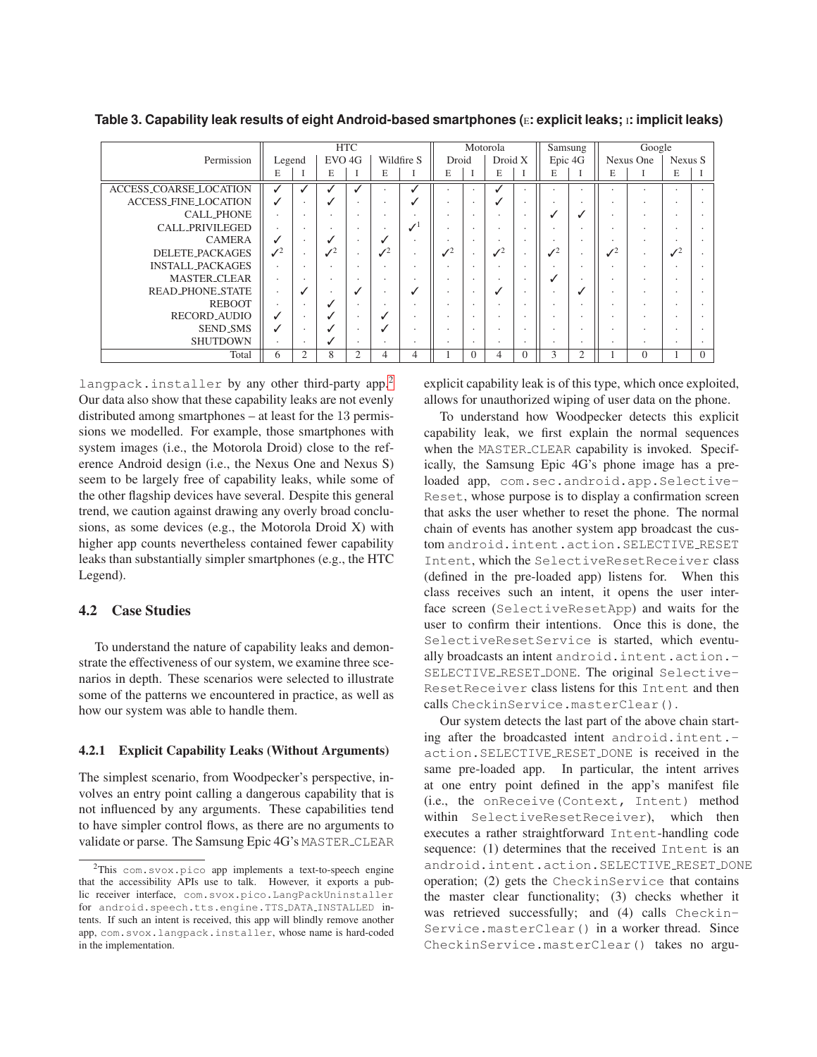**Table 3. Capability leak results of eight Android-based smartphones (E: explicit leaks; I: implicit leaks)**

| Permission | HTC | | | | | | Motorola | | | | Samsung | | Google | | | |
|---|---|---|---|---|---|---|---|---|---|---|---|---|---|---|---|---|
| | Legend | | EVO 4G | | Wildfire S | | Droid | | Droid X | | Epic 4G | | Nexus One | | Nexus S | |
| | E | I | E | I | E | I | E | I | E | I | E | I | E | I | E | I |
| ACCESS_COARSE_LOCATION | ✓ | ✓ | ✓ | ✓ | · | ✓ | · | · | ✓ | · | · | · | · | · | · | · |
| ACCESS_FINE_LOCATION | ✓ | · | ✓ | · | · | ✓ | · | · | ✓ | · | · | · | · | · | · | · |
| CALL_PHONE | · | · | · | · | · | · | · | · | · | · | ✓ | ✓ | · | · | · | · |
| CALL_PRIVILEGED | · | · | · | · | · | ✓[1] | · | · | · | · | · | · | · | · | · | · |
| CAMERA | ✓ | · | ✓ | · | ✓ | · | · | · | · | · | · | · | · | · | · | · |
| DELETE_PACKAGES | ✓[2] | · | ✓[2] | · | ✓[2] | · | ✓[2] | · | ✓[2] | · | ✓[2] | · | ✓[2] | · | ✓[2] | · |
| INSTALL_PACKAGES | · | · | · | · | · | · | · | · | · | · | · | · | · | · | · | · |
| MASTER_CLEAR | · | · | · | · | · | · | · | · | · | · | ✓ | · | · | · | · | · |
| READ_PHONE_STATE | · | ✓ | · | ✓ | · | ✓ | · | · | ✓ | · | · | ✓ | · | · | · | · |
| REBOOT | · | · | ✓ | · | · | · | · | · | · | · | · | · | · | · | · | · |
| RECORD_AUDIO | ✓ | · | ✓ | · | ✓ | · | · | · | · | · | · | · | · | · | · | · |
| SEND_SMS | ✓ | · | ✓ | · | ✓ | · | · | · | · | · | · | · | · | · | · | · |
| SHUTDOWN | · | · | ✓ | · | · | · | · | · | · | · | · | · | · | · | · | · |
| Total | 6 | 2 | 8 | 2 | 4 | 4 | 1 | 0 | 4 | 0 | 3 | 2 | 1 | 0 | 1 | 0 |

langpack.installer by any other third-party app.[2] Our data also show that these capability leaks are not evenly distributed among smartphones – at least for the 13 permissions we modelled. For example, those smartphones with system images (i.e., the Motorola Droid) close to the reference Android design (i.e., the Nexus One and Nexus S) seem to be largely free of capability leaks, while some of the other flagship devices have several. Despite this general trend, we caution against drawing any overly broad conclusions, as some devices (e.g., the Motorola Droid X) with higher app counts nevertheless contained fewer capability leaks than substantially simpler smartphones (e.g., the HTC Legend).

### 4.2 Case Studies

To understand the nature of capability leaks and demonstrate the effectiveness of our system, we examine three scenarios in depth. These scenarios were selected to illustrate some of the patterns we encountered in practice, as well as how our system was able to handle them.

#### 4.2.1 Explicit Capability Leaks (Without Arguments)

The simplest scenario, from Woodpecker's perspective, involves an entry point calling a dangerous capability that is not influenced by any arguments. These capabilities tend to have simpler control flows, as there are no arguments to validate or parse. The Samsung Epic 4G's MASTER_CLEAR explicit capability leak is of this type, which once exploited, allows for unauthorized wiping of user data on the phone.

To understand how Woodpecker detects this explicit capability leak, we first explain the normal sequences when the MASTER_CLEAR capability is invoked. Specifically, the Samsung Epic 4G's phone image has a preloaded app, com.sec.android.app.SelectiveReset, whose purpose is to display a confirmation screen that asks the user whether to reset the phone. The normal chain of events has another system app broadcast the custom android.intent.action.SELECTIVE_RESET Intent, which the SelectiveResetReceiver class (defined in the pre-loaded app) listens for. When this class receives such an intent, it opens the user interface screen (SelectiveResetApp) and waits for the user to confirm their intentions. Once this is done, the SelectiveResetService is started, which eventually broadcasts an intent android.intent.action.SELECTIVE_RESET_DONE. The original SelectiveResetReceiver class listens for this Intent and then calls CheckinService.masterClear().

Our system detects the last part of the above chain starting after the broadcasted intent android.intent.action.SELECTIVE_RESET_DONE is received in the same pre-loaded app. In particular, the intent arrives at one entry point defined in the app's manifest file (i.e., the onReceive(Context, Intent) method within SelectiveResetReceiver), which then executes a rather straightforward Intent-handling code sequence: (1) determines that the received Intent is an android.intent.action.SELECTIVE_RESET_DONE operation; (2) gets the CheckinService that contains the master clear functionality; (3) checks whether it was retrieved successfully; and (4) calls CheckinService.masterClear() in a worker thread. Since CheckinService.masterClear() takes no argu-

[2] This com.svox.pico app implements a text-to-speech engine that the accessibility APIs use to talk. However, it exports a public receiver interface, com.svox.pico.LangPackUninstaller for android.speech.tts.engine.TTS_DATA_INSTALLED intents. If such an intent is received, this app will blindly remove another app, com.svox.langpack.installer, whose name is hard-coded in the implementation.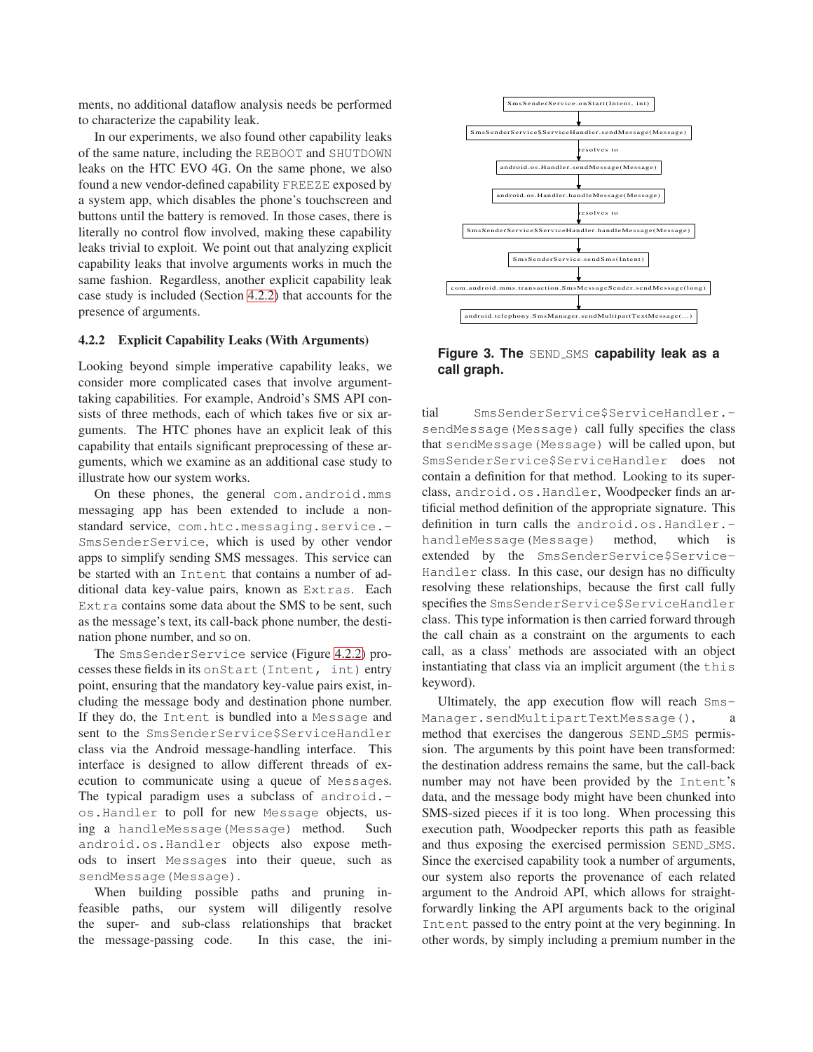ments, no additional dataflow analysis needs be performed to characterize the capability leak.

In our experiments, we also found other capability leaks of the same nature, including the REBOOT and SHUTDOWN leaks on the HTC EVO 4G. On the same phone, we also found a new vendor-defined capability FREEZE exposed by a system app, which disables the phone's touchscreen and buttons until the battery is removed. In those cases, there is literally no control flow involved, making these capability leaks trivial to exploit. We point out that analyzing explicit capability leaks that involve arguments works in much the same fashion. Regardless, another explicit capability leak case study is included (Section 4.2.2) that accounts for the presence of arguments.

### 4.2.2 Explicit Capability Leaks (With Arguments)

Looking beyond simple imperative capability leaks, we consider more complicated cases that involve argument-taking capabilities. For example, Android's SMS API consists of three methods, each of which takes five or six arguments. The HTC phones have an explicit leak of this capability that entails significant preprocessing of these arguments, which we examine as an additional case study to illustrate how our system works.

On these phones, the general com.android.mms messaging app has been extended to include a non-standard service, com.htc.messaging.service.SmsSenderService, which is used by other vendor apps to simplify sending SMS messages. This service can be started with an Intent that contains a number of additional data key-value pairs, known as Extras. Each Extra contains some data about the SMS to be sent, such as the message's text, its call-back phone number, the destination phone number, and so on.

The SmsSenderService service (Figure 4.2.2) processes these fields in its onStart(Intent, int) entry point, ensuring that the mandatory key-value pairs exist, including the message body and destination phone number. If they do, the Intent is bundled into a Message and sent to the SmsSenderService$ServiceHandler class via the Android message-handling interface. This interface is designed to allow different threads of execution to communicate using a queue of Messages. The typical paradigm uses a subclass of android.os.Handler to poll for new Message objects, using a handleMessage(Message) method. Such android.os.Handler objects also expose methods to insert Messages into their queue, such as sendMessage(Message).

When building possible paths and pruning infeasible paths, our system will diligently resolve the super- and sub-class relationships that bracket the message-passing code. In this case, the initial SmsSenderService$ServiceHandler.sendMessage(Message) call fully specifies the class that sendMessage(Message) will be called upon, but SmsSenderService$ServiceHandler does not contain a definition for that method. Looking to its superclass, android.os.Handler, Woodpecker finds an artificial method definition of the appropriate signature. This definition in turn calls the android.os.Handler.handleMessage(Message) method, which is extended by the SmsSenderService$ServiceHandler class. In this case, our design has no difficulty resolving these relationships, because the first call fully specifies the SmsSenderService$ServiceHandler class. This type information is then carried forward through the call chain as a constraint on the arguments to each call, as a class' methods are associated with an object instantiating that class via an implicit argument (the this keyword).

```
SmsSenderService.onStart(Intent, int)
        |
        v
SmsSenderService$ServiceHandler.sendMessage(Message)
        | resolves to
        v
android.os.Handler.sendMessage(Message)
        |
        v
android.os.Handler.handleMessage(Message)
        | resolves to
        v
SmsSenderService$ServiceHandler.handleMessage(Message)
        |
        v
SmsSenderService.sendSms(Intent)
        |
        v
com.android.mms.transaction.SmsMessageSender.sendMessage(long)
        |
        v
android.telephony.SmsManager.sendMultipartTextMessage(...)
```

**Figure 3. The SEND_SMS capability leak as a call graph.**

Ultimately, the app execution flow will reach SmsManager.sendMultipartTextMessage(), a method that exercises the dangerous SEND_SMS permission. The arguments by this point have been transformed: the destination address remains the same, but the call-back number may not have been provided by the Intent's data, and the message body might have been chunked into SMS-sized pieces if it is too long. When processing this execution path, Woodpecker reports this path as feasible and thus exposing the exercised permission SEND_SMS. Since the exercised capability took a number of arguments, our system also reports the provenance of each related argument to the Android API, which allows for straightforwardly linking the API arguments back to the original Intent passed to the entry point at the very beginning. In other words, by simply including a premium number in the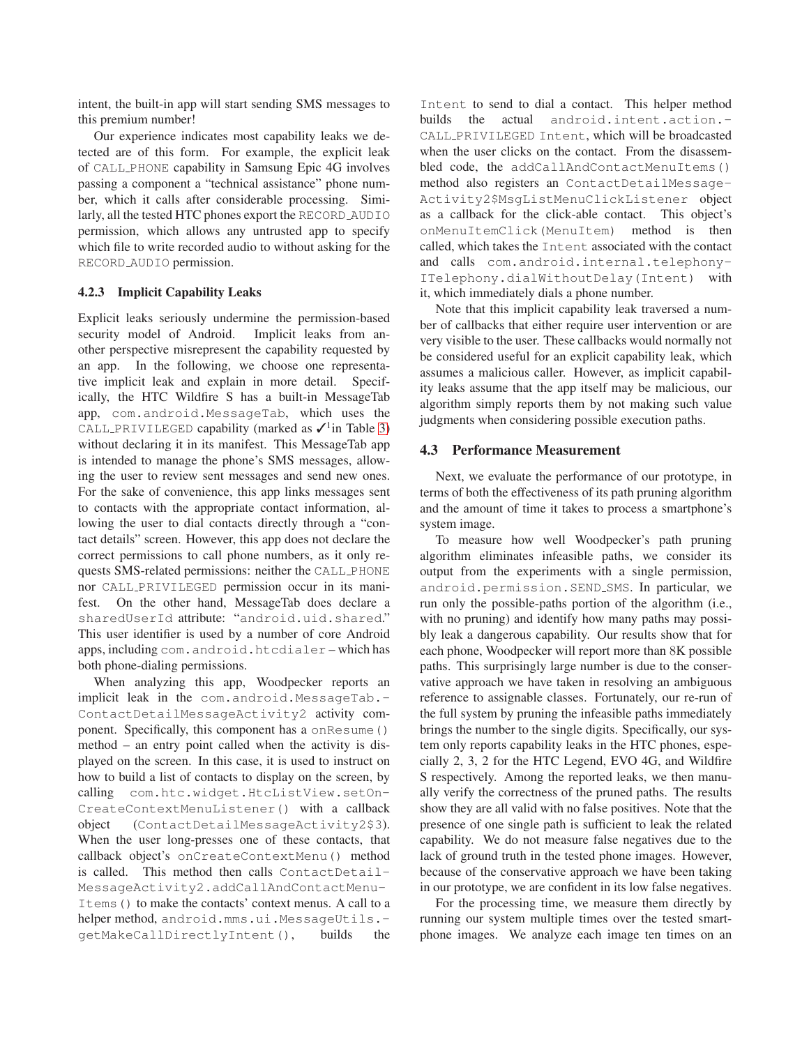intent, the built-in app will start sending SMS messages to this premium number!

Our experience indicates most capability leaks we detected are of this form. For example, the explicit leak of CALL_PHONE capability in Samsung Epic 4G involves passing a component a "technical assistance" phone number, which it calls after considerable processing. Similarly, all the tested HTC phones export the RECORD_AUDIO permission, which allows any untrusted app to specify which file to write recorded audio to without asking for the RECORD_AUDIO permission.

### 4.2.3 Implicit Capability Leaks

Explicit leaks seriously undermine the permission-based security model of Android. Implicit leaks from another perspective misrepresent the capability requested by an app. In the following, we choose one representative implicit leak and explain in more detail. Specifically, the HTC Wildfire S has a built-in MessageTab app, com.android.MessageTab, which uses the CALL_PRIVILEGED capability (marked as ✓[1] in Table 3) without declaring it in its manifest. This MessageTab app is intended to manage the phone's SMS messages, allowing the user to review sent messages and send new ones. For the sake of convenience, this app links messages sent to contacts with the appropriate contact information, allowing the user to dial contacts directly through a "contact details" screen. However, this app does not declare the correct permissions to call phone numbers, as it only requests SMS-related permissions: neither the CALL_PHONE nor CALL_PRIVILEGED permission occur in its manifest. On the other hand, MessageTab does declare a sharedUserId attribute: "android.uid.shared." This user identifier is used by a number of core Android apps, including com.android.htcdialer – which has both phone-dialing permissions.

When analyzing this app, Woodpecker reports an implicit leak in the com.android.MessageTab.ContactDetailMessageActivity2 activity component. Specifically, this component has a onResume() method – an entry point called when the activity is displayed on the screen. In this case, it is used to instruct on how to build a list of contacts to display on the screen, by calling com.htc.widget.HtcListView.setOnCreateContextMenuListener() with a callback object (ContactDetailMessageActivity2$3). When the user long-presses one of these contacts, that callback object's onCreateContextMenu() method is called. This method then calls ContactDetailMessageActivity2.addCallAndContactMenuItems() to make the contacts' context menus. A call to a helper method, android.mms.ui.MessageUtils.getMakeCallDirectlyIntent(), builds the Intent to send to dial a contact. This helper method builds the actual android.intent.action.CALL_PRIVILEGED Intent, which will be broadcasted when the user clicks on the contact. From the disassembled code, the addCallAndContactMenuItems() method also registers an ContactDetailMessageActivity2$MsgListMenuClickListener object as a callback for the click-able contact. This object's onMenuItemClick(MenuItem) method is then called, which takes the Intent associated with the contact and calls com.android.internal.telephony.ITelephony.dialWithoutDelay(Intent) with it, which immediately dials a phone number.

Note that this implicit capability leak traversed a number of callbacks that either require user intervention or are very visible to the user. These callbacks would normally not be considered useful for an explicit capability leak, which assumes a malicious caller. However, as implicit capability leaks assume that the app itself may be malicious, our algorithm simply reports them by not making such value judgments when considering possible execution paths.

## 4.3 Performance Measurement

Next, we evaluate the performance of our prototype, in terms of both the effectiveness of its path pruning algorithm and the amount of time it takes to process a smartphone's system image.

To measure how well Woodpecker's path pruning algorithm eliminates infeasible paths, we consider its output from the experiments with a single permission, android.permission.SEND_SMS. In particular, we run only the possible-paths portion of the algorithm (i.e., with no pruning) and identify how many paths may possibly leak a dangerous capability. Our results show that for each phone, Woodpecker will report more than 8K possible paths. This surprisingly large number is due to the conservative approach we have taken in resolving an ambiguous reference to assignable classes. Fortunately, our re-run of the full system by pruning the infeasible paths immediately brings the number to the single digits. Specifically, our system only reports capability leaks in the HTC phones, especially 2, 3, 2 for the HTC Legend, EVO 4G, and Wildfire S respectively. Among the reported leaks, we then manually verify the correctness of the pruned paths. The results show they are all valid with no false positives. Note that the presence of one single path is sufficient to leak the related capability. We do not measure false negatives due to the lack of ground truth in the tested phone images. However, because of the conservative approach we have been taking in our prototype, we are confident in its low false negatives.

For the processing time, we measure them directly by running our system multiple times over the tested smartphone images. We analyze each image ten times on an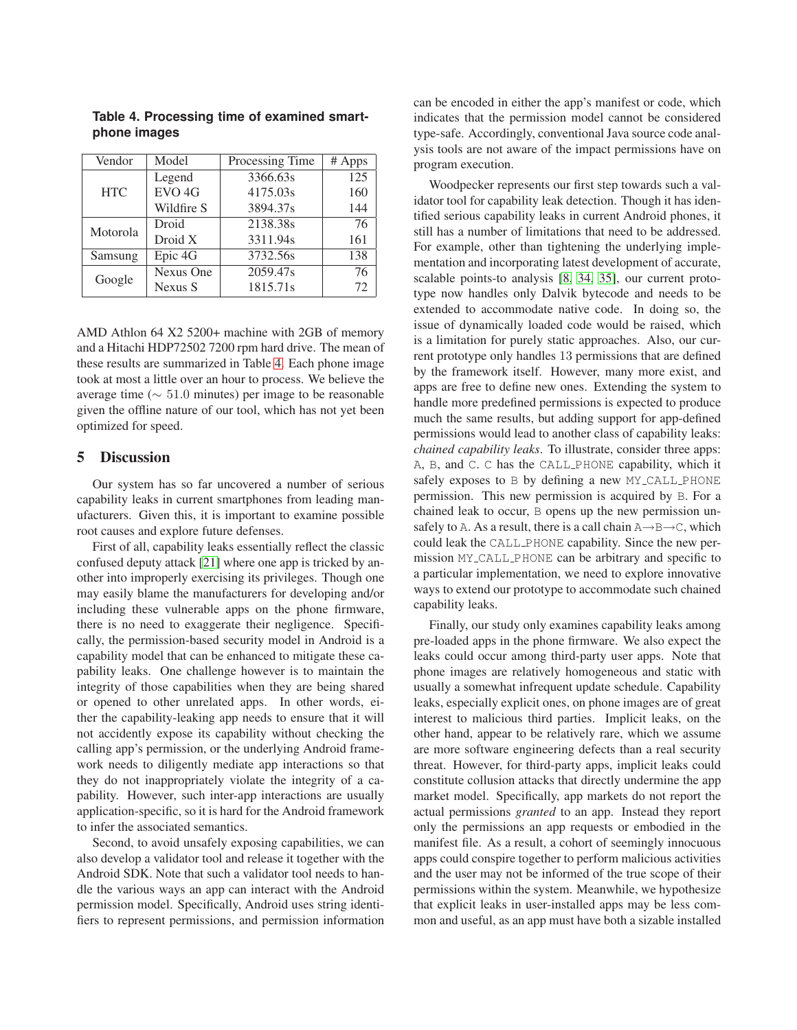**Table 4. Processing time of examined smartphone images**

| Vendor | Model | Processing Time | # Apps |
|---|---|---|---|
| HTC | Legend | 3366.63s | 125 |
| | EVO 4G | 4175.03s | 160 |
| | Wildfire S | 3894.37s | 144 |
| Motorola | Droid | 2138.38s | 76 |
| | Droid X | 3311.94s | 161 |
| Samsung | Epic 4G | 3732.56s | 138 |
| Google | Nexus One | 2059.47s | 76 |
| | Nexus S | 1815.71s | 72 |

AMD Athlon 64 X2 5200+ machine with 2GB of memory and a Hitachi HDP72502 7200 rpm hard drive. The mean of these results are summarized in Table 4. Each phone image took at most a little over an hour to process. We believe the average time ($\sim 51.0$ minutes) per image to be reasonable given the offline nature of our tool, which has not yet been optimized for speed.

## 5 Discussion

Our system has so far uncovered a number of serious capability leaks in current smartphones from leading manufacturers. Given this, it is important to examine possible root causes and explore future defenses.

First of all, capability leaks essentially reflect the classic confused deputy attack [21] where one app is tricked by another into improperly exercising its privileges. Though one may easily blame the manufacturers for developing and/or including these vulnerable apps on the phone firmware, there is no need to exaggerate their negligence. Specifically, the permission-based security model in Android is a capability model that can be enhanced to mitigate these capability leaks. One challenge however is to maintain the integrity of those capabilities when they are being shared or opened to other unrelated apps. In other words, either the capability-leaking app needs to ensure that it will not accidently expose its capability without checking the calling app's permission, or the underlying Android framework needs to diligently mediate app interactions so that they do not inappropriately violate the integrity of a capability. However, such inter-app interactions are usually application-specific, so it is hard for the Android framework to infer the associated semantics.

Second, to avoid unsafely exposing capabilities, we can also develop a validator tool and release it together with the Android SDK. Note that such a validator tool needs to handle the various ways an app can interact with the Android permission model. Specifically, Android uses string identifiers to represent permissions, and permission information can be encoded in either the app's manifest or code, which indicates that the permission model cannot be considered type-safe. Accordingly, conventional Java source code analysis tools are not aware of the impact permissions have on program execution.

Woodpecker represents our first step towards such a validator tool for capability leak detection. Though it has identified serious capability leaks in current Android phones, it still has a number of limitations that need to be addressed. For example, other than tightening the underlying implementation and incorporating latest development of accurate, scalable points-to analysis [8, 34, 35], our current prototype now handles only Dalvik bytecode and needs to be extended to accommodate native code. In doing so, the issue of dynamically loaded code would be raised, which is a limitation for purely static approaches. Also, our current prototype only handles 13 permissions that are defined by the framework itself. However, many more exist, and apps are free to define new ones. Extending the system to handle more predefined permissions is expected to produce much the same results, but adding support for app-defined permissions would lead to another class of capability leaks: *chained capability leaks*. To illustrate, consider three apps: A, B, and C. C has the CALL_PHONE capability, which it safely exposes to B by defining a new MY_CALL_PHONE permission. This new permission is acquired by B. For a chained leak to occur, B opens up the new permission unsafely to A. As a result, there is a call chain A→B→C, which could leak the CALL_PHONE capability. Since the new permission MY_CALL_PHONE can be arbitrary and specific to a particular implementation, we need to explore innovative ways to extend our prototype to accommodate such chained capability leaks.

Finally, our study only examines capability leaks among pre-loaded apps in the phone firmware. We also expect the leaks could occur among third-party user apps. Note that phone images are relatively homogeneous and static with usually a somewhat infrequent update schedule. Capability leaks, especially explicit ones, on phone images are of great interest to malicious third parties. Implicit leaks, on the other hand, appear to be relatively rare, which we assume are more software engineering defects than a real security threat. However, for third-party apps, implicit leaks could constitute collusion attacks that directly undermine the app market model. Specifically, app markets do not report the actual permissions *granted* to an app. Instead they report only the permissions an app requests or embodied in the manifest file. As a result, a cohort of seemingly innocuous apps could conspire together to perform malicious activities and the user may not be informed of the true scope of their permissions within the system. Meanwhile, we hypothesize that explicit leaks in user-installed apps may be less common and useful, as an app must have both a sizable installed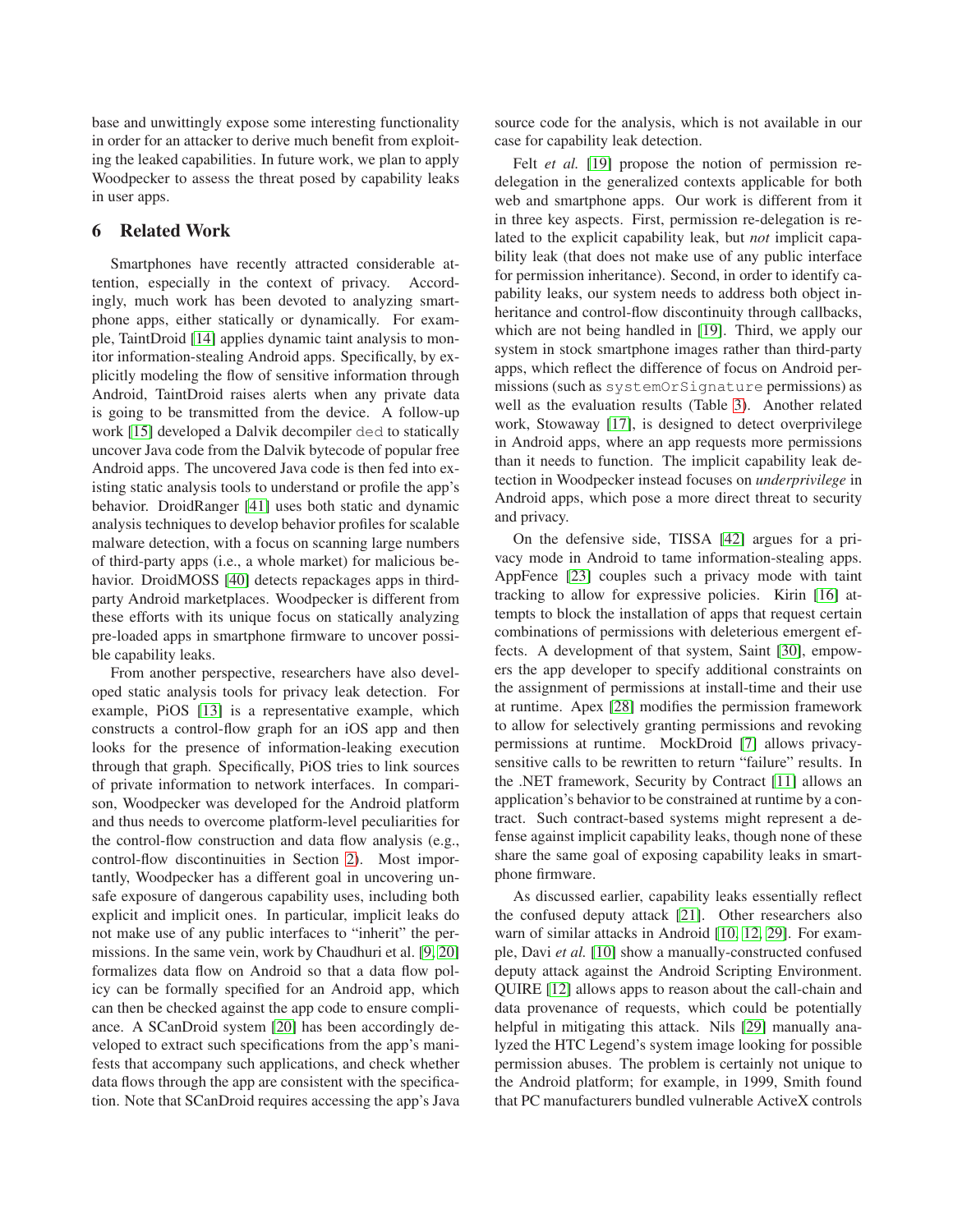base and unwittingly expose some interesting functionality in order for an attacker to derive much benefit from exploiting the leaked capabilities. In future work, we plan to apply Woodpecker to assess the threat posed by capability leaks in user apps.

## 6 Related Work

Smartphones have recently attracted considerable attention, especially in the context of privacy. Accordingly, much work has been devoted to analyzing smartphone apps, either statically or dynamically. For example, TaintDroid [14] applies dynamic taint analysis to monitor information-stealing Android apps. Specifically, by explicitly modeling the flow of sensitive information through Android, TaintDroid raises alerts when any private data is going to be transmitted from the device. A follow-up work [15] developed a Dalvik decompiler `ded` to statically uncover Java code from the Dalvik bytecode of popular free Android apps. The uncovered Java code is then fed into existing static analysis tools to understand or profile the app's behavior. DroidRanger [41] uses both static and dynamic analysis techniques to develop behavior profiles for scalable malware detection, with a focus on scanning large numbers of third-party apps (i.e., a whole market) for malicious behavior. DroidMOSS [40] detects repackages apps in third-party Android marketplaces. Woodpecker is different from these efforts with its unique focus on statically analyzing pre-loaded apps in smartphone firmware to uncover possible capability leaks.

From another perspective, researchers have also developed static analysis tools for privacy leak detection. For example, PiOS [13] is a representative example, which constructs a control-flow graph for an iOS app and then looks for the presence of information-leaking execution through that graph. Specifically, PiOS tries to link sources of private information to network interfaces. In comparison, Woodpecker was developed for the Android platform and thus needs to overcome platform-level peculiarities for the control-flow construction and data flow analysis (e.g., control-flow discontinuities in Section 2). Most importantly, Woodpecker has a different goal in uncovering unsafe exposure of dangerous capability uses, including both explicit and implicit ones. In particular, implicit leaks do not make use of any public interfaces to "inherit" the permissions. In the same vein, work by Chaudhuri et al. [9, 20] formalizes data flow on Android so that a data flow policy can be formally specified for an Android app, which can then be checked against the app code to ensure compliance. A SCanDroid system [20] has been accordingly developed to extract such specifications from the app's manifests that accompany such applications, and check whether data flows through the app are consistent with the specification. Note that SCanDroid requires accessing the app's Java source code for the analysis, which is not available in our case for capability leak detection.

Felt *et al.* [19] propose the notion of permission re-delegation in the generalized contexts applicable for both web and smartphone apps. Our work is different from it in three key aspects. First, permission re-delegation is related to the explicit capability leak, but *not* implicit capability leak (that does not make use of any public interface for permission inheritance). Second, in order to identify capability leaks, our system needs to address both object inheritance and control-flow discontinuity through callbacks, which are not being handled in [19]. Third, we apply our system in stock smartphone images rather than third-party apps, which reflect the difference of focus on Android permissions (such as `systemOrSignature` permissions) as well as the evaluation results (Table 3). Another related work, Stowaway [17], is designed to detect overprivilege in Android apps, where an app requests more permissions than it needs to function. The implicit capability leak detection in Woodpecker instead focuses on *underprivilege* in Android apps, which pose a more direct threat to security and privacy.

On the defensive side, TISSA [42] argues for a privacy mode in Android to tame information-stealing apps. AppFence [23] couples such a privacy mode with taint tracking to allow for expressive policies. Kirin [16] attempts to block the installation of apps that request certain combinations of permissions with deleterious emergent effects. A development of that system, Saint [30], empowers the app developer to specify additional constraints on the assignment of permissions at install-time and their use at runtime. Apex [28] modifies the permission framework to allow for selectively granting permissions and revoking permissions at runtime. MockDroid [7] allows privacy-sensitive calls to be rewritten to return "failure" results. In the .NET framework, Security by Contract [11] allows an application's behavior to be constrained at runtime by a contract. Such contract-based systems might represent a defense against implicit capability leaks, though none of these share the same goal of exposing capability leaks in smartphone firmware.

As discussed earlier, capability leaks essentially reflect the confused deputy attack [21]. Other researchers also warn of similar attacks in Android [10, 12, 29]. For example, Davi *et al.* [10] show a manually-constructed confused deputy attack against the Android Scripting Environment. QUIRE [12] allows apps to reason about the call-chain and data provenance of requests, which could be potentially helpful in mitigating this attack. Nils [29] manually analyzed the HTC Legend's system image looking for possible permission abuses. The problem is certainly not unique to the Android platform; for example, in 1999, Smith found that PC manufacturers bundled vulnerable ActiveX controls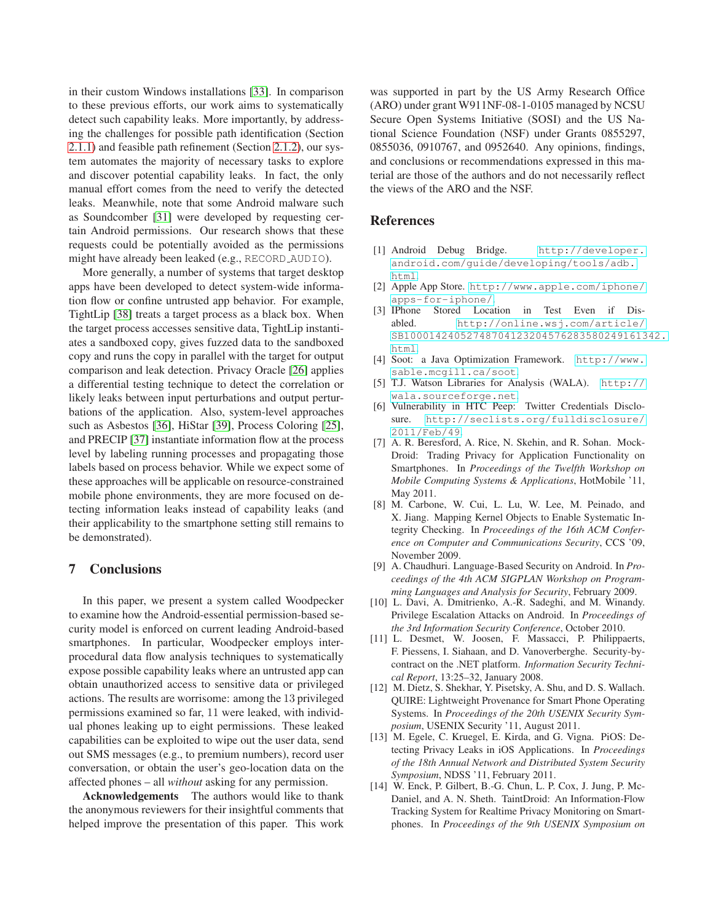in their custom Windows installations [33]. In comparison to these previous efforts, our work aims to systematically detect such capability leaks. More importantly, by addressing the challenges for possible path identification (Section 2.1.1) and feasible path refinement (Section 2.1.2), our system automates the majority of necessary tasks to explore and discover potential capability leaks. In fact, the only manual effort comes from the need to verify the detected leaks. Meanwhile, note that some Android malware such as Soundcomber [31] were developed by requesting certain Android permissions. Our research shows that these requests could be potentially avoided as the permissions might have already been leaked (e.g., RECORD_AUDIO).

More generally, a number of systems that target desktop apps have been developed to detect system-wide information flow or confine untrusted app behavior. For example, TightLip [38] treats a target process as a black box. When the target process accesses sensitive data, TightLip instantiates a sandboxed copy, gives fuzzed data to the sandboxed copy and runs the copy in parallel with the target for output comparison and leak detection. Privacy Oracle [26] applies a differential testing technique to detect the correlation or likely leaks between input perturbations and output perturbations of the application. Also, system-level approaches such as Asbestos [36], HiStar [39], Process Coloring [25], and PRECIP [37] instantiate information flow at the process level by labeling running processes and propagating those labels based on process behavior. While we expect some of these approaches will be applicable on resource-constrained mobile phone environments, they are more focused on detecting information leaks instead of capability leaks (and their applicability to the smartphone setting still remains to be demonstrated).

## 7 Conclusions

In this paper, we present a system called Woodpecker to examine how the Android-essential permission-based security model is enforced on current leading Android-based smartphones. In particular, Woodpecker employs inter-procedural data flow analysis techniques to systematically expose possible capability leaks where an untrusted app can obtain unauthorized access to sensitive data or privileged actions. The results are worrisome: among the 13 privileged permissions examined so far, 11 were leaked, with individual phones leaking up to eight permissions. These leaked capabilities can be exploited to wipe out the user data, send out SMS messages (e.g., to premium numbers), record user conversation, or obtain the user's geo-location data on the affected phones – all *without* asking for any permission.

**Acknowledgements** The authors would like to thank the anonymous reviewers for their insightful comments that helped improve the presentation of this paper. This work was supported in part by the US Army Research Office (ARO) under grant W911NF-08-1-0105 managed by NCSU Secure Open Systems Initiative (SOSI) and the US National Science Foundation (NSF) under Grants 0855297, 0855036, 0910767, and 0952640. Any opinions, findings, and conclusions or recommendations expressed in this material are those of the authors and do not necessarily reflect the views of the ARO and the NSF.

## References

[1] Android Debug Bridge. http://developer.android.com/guide/developing/tools/adb.html.

[2] Apple App Store. http://www.apple.com/iphone/apps-for-iphone/.

[3] IPhone Stored Location in Test Even if Disabled. http://online.wsj.com/article/SB10001424052748704123204576283580249161342.html.

[4] Soot: a Java Optimization Framework. http://www.sable.mcgill.ca/soot.

[5] T.J. Watson Libraries for Analysis (WALA). http://wala.sourceforge.net.

[6] Vulnerability in HTC Peep: Twitter Credentials Disclosure. http://seclists.org/fulldisclosure/2011/Feb/49.

[7] A. R. Beresford, A. Rice, N. Skehin, and R. Sohan. MockDroid: Trading Privacy for Application Functionality on Smartphones. In *Proceedings of the Twelfth Workshop on Mobile Computing Systems & Applications*, HotMobile '11, May 2011.

[8] M. Carbone, W. Cui, L. Lu, W. Lee, M. Peinado, and X. Jiang. Mapping Kernel Objects to Enable Systematic Integrity Checking. In *Proceedings of the 16th ACM Conference on Computer and Communications Security*, CCS '09, November 2009.

[9] A. Chaudhuri. Language-Based Security on Android. In *Proceedings of the 4th ACM SIGPLAN Workshop on Programming Languages and Analysis for Security*, February 2009.

[10] L. Davi, A. Dmitrienko, A.-R. Sadeghi, and M. Winandy. Privilege Escalation Attacks on Android. In *Proceedings of the 3rd Information Security Conference*, October 2010.

[11] L. Desmet, W. Joosen, F. Massacci, P. Philippaerts, F. Piessens, I. Siahaan, and D. Vanoverberghe. Security-by-contract on the .NET platform. *Information Security Technical Report*, 13:25–32, January 2008.

[12] M. Dietz, S. Shekhar, Y. Pisetsky, A. Shu, and D. S. Wallach. QUIRE: Lightweight Provenance for Smart Phone Operating Systems. In *Proceedings of the 20th USENIX Security Symposium*, USENIX Security '11, August 2011.

[13] M. Egele, C. Kruegel, E. Kirda, and G. Vigna. PiOS: Detecting Privacy Leaks in iOS Applications. In *Proceedings of the 18th Annual Network and Distributed System Security Symposium*, NDSS '11, February 2011.

[14] W. Enck, P. Gilbert, B.-G. Chun, L. P. Cox, J. Jung, P. McDaniel, and A. N. Sheth. TaintDroid: An Information-Flow Tracking System for Realtime Privacy Monitoring on Smartphones. In *Proceedings of the 9th USENIX Symposium on*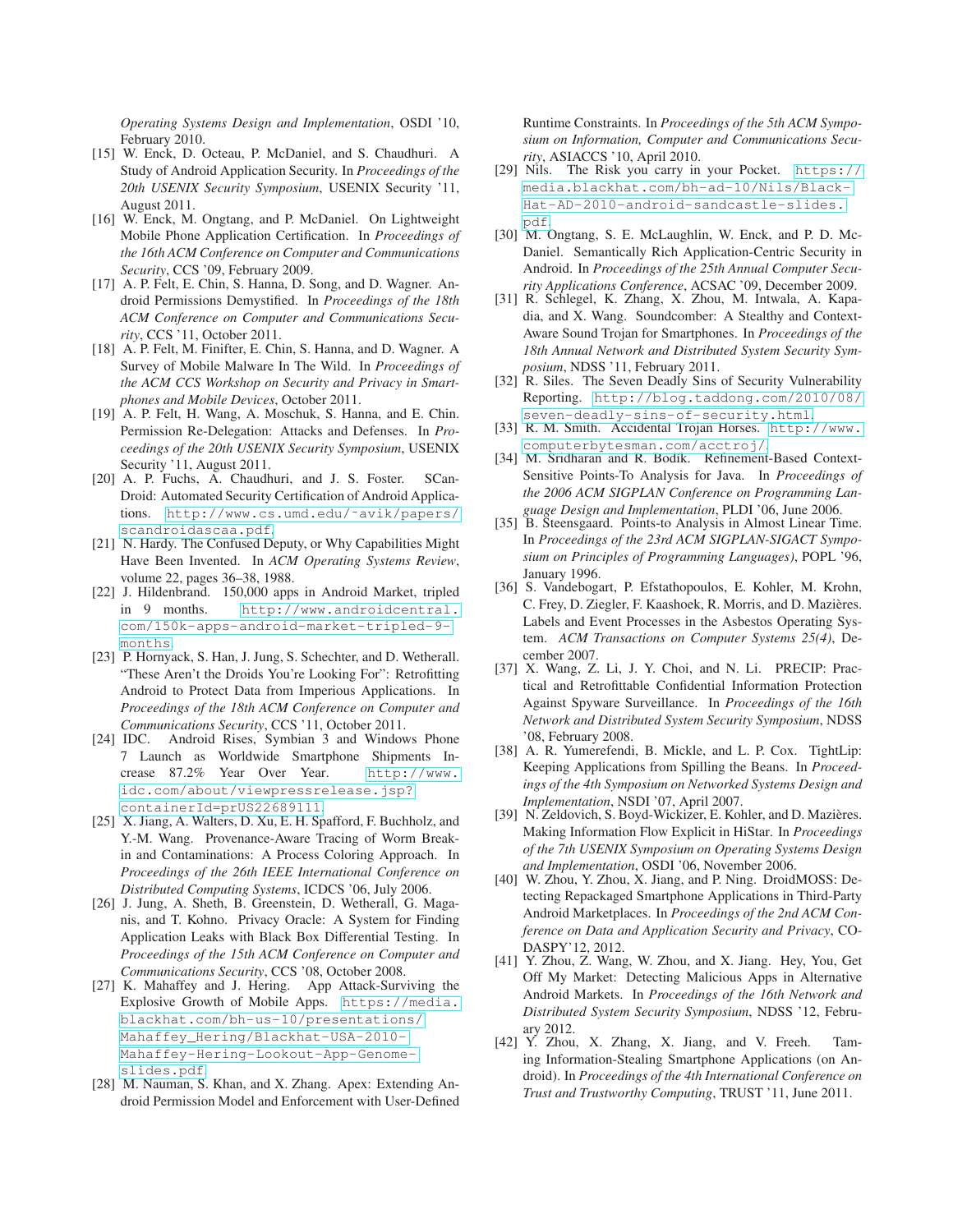*Operating Systems Design and Implementation*, OSDI '10, February 2010.

[15] W. Enck, D. Octeau, P. McDaniel, and S. Chaudhuri. A Study of Android Application Security. In *Proceedings of the 20th USENIX Security Symposium*, USENIX Security '11, August 2011.

[16] W. Enck, M. Ongtang, and P. McDaniel. On Lightweight Mobile Phone Application Certification. In *Proceedings of the 16th ACM Conference on Computer and Communications Security*, CCS '09, February 2009.

[17] A. P. Felt, E. Chin, S. Hanna, D. Song, and D. Wagner. Android Permissions Demystified. In *Proceedings of the 18th ACM Conference on Computer and Communications Security*, CCS '11, October 2011.

[18] A. P. Felt, M. Finifter, E. Chin, S. Hanna, and D. Wagner. A Survey of Mobile Malware In The Wild. In *Proceedings of the ACM CCS Workshop on Security and Privacy in Smartphones and Mobile Devices*, October 2011.

[19] A. P. Felt, H. Wang, A. Moschuk, S. Hanna, and E. Chin. Permission Re-Delegation: Attacks and Defenses. In *Proceedings of the 20th USENIX Security Symposium*, USENIX Security '11, August 2011.

[20] A. P. Fuchs, A. Chaudhuri, and J. S. Foster. SCanDroid: Automated Security Certification of Android Applications. http://www.cs.umd.edu/~avik/papers/scandroidascaa.pdf.

[21] N. Hardy. The Confused Deputy, or Why Capabilities Might Have Been Invented. In *ACM Operating Systems Review*, volume 22, pages 36–38, 1988.

[22] J. Hildenbrand. 150,000 apps in Android Market, tripled in 9 months. http://www.androidcentral.com/150k-apps-android-market-tripled-9-months.

[23] P. Hornyack, S. Han, J. Jung, S. Schechter, and D. Wetherall. "These Aren't the Droids You're Looking For": Retrofitting Android to Protect Data from Imperious Applications. In *Proceedings of the 18th ACM Conference on Computer and Communications Security*, CCS '11, October 2011.

[24] IDC. Android Rises, Symbian 3 and Windows Phone 7 Launch as Worldwide Smartphone Shipments Increase 87.2% Year Over Year. http://www.idc.com/about/viewpressrelease.jsp?containerId=prUS22689111.

[25] X. Jiang, A. Walters, D. Xu, E. H. Spafford, F. Buchholz, and Y.-M. Wang. Provenance-Aware Tracing of Worm Break-in and Contaminations: A Process Coloring Approach. In *Proceedings of the 26th IEEE International Conference on Distributed Computing Systems*, ICDCS '06, July 2006.

[26] J. Jung, A. Sheth, B. Greenstein, D. Wetherall, G. Maganis, and T. Kohno. Privacy Oracle: A System for Finding Application Leaks with Black Box Differential Testing. In *Proceedings of the 15th ACM Conference on Computer and Communications Security*, CCS '08, October 2008.

[27] K. Mahaffey and J. Hering. App Attack-Surviving the Explosive Growth of Mobile Apps. https://media.blackhat.com/bh-us-10/presentations/Mahaffey_Hering/Blackhat-USA-2010-Mahaffey-Hering-Lookout-App-Genome-slides.pdf.

[28] M. Nauman, S. Khan, and X. Zhang. Apex: Extending Android Permission Model and Enforcement with User-Defined Runtime Constraints. In *Proceedings of the 5th ACM Symposium on Information, Computer and Communications Security*, ASIACCS '10, April 2010.

[29] Nils. The Risk you carry in your Pocket. https://media.blackhat.com/bh-ad-10/Nils/Black-Hat-AD-2010-android-sandcastle-slides.pdf.

[30] M. Ongtang, S. E. McLaughlin, W. Enck, and P. D. McDaniel. Semantically Rich Application-Centric Security in Android. In *Proceedings of the 25th Annual Computer Security Applications Conference*, ACSAC '09, December 2009.

[31] R. Schlegel, K. Zhang, X. Zhou, M. Intwala, A. Kapadia, and X. Wang. Soundcomber: A Stealthy and Context-Aware Sound Trojan for Smartphones. In *Proceedings of the 18th Annual Network and Distributed System Security Symposium*, NDSS '11, February 2011.

[32] R. Siles. The Seven Deadly Sins of Security Vulnerability Reporting. http://blog.taddong.com/2010/08/seven-deadly-sins-of-security.html.

[33] R. M. Smith. Accidental Trojan Horses. http://www.computerbytesman.com/acctroj/.

[34] M. Sridharan and R. Bodik. Refinement-Based Context-Sensitive Points-To Analysis for Java. In *Proceedings of the 2006 ACM SIGPLAN Conference on Programming Language Design and Implementation*, PLDI '06, June 2006.

[35] B. Steensgaard. Points-to Analysis in Almost Linear Time. In *Proceedings of the 23rd ACM SIGPLAN-SIGACT Symposium on Principles of Programming Languages)*, POPL '96, January 1996.

[36] S. Vandebogart, P. Efstathopoulos, E. Kohler, M. Krohn, C. Frey, D. Ziegler, F. Kaashoek, R. Morris, and D. Mazières. Labels and Event Processes in the Asbestos Operating System. *ACM Transactions on Computer Systems 25(4)*, December 2007.

[37] X. Wang, Z. Li, J. Y. Choi, and N. Li. PRECIP: Practical and Retrofittable Confidential Information Protection Against Spyware Surveillance. In *Proceedings of the 16th Network and Distributed System Security Symposium*, NDSS '08, February 2008.

[38] A. R. Yumerefendi, B. Mickle, and L. P. Cox. TightLip: Keeping Applications from Spilling the Beans. In *Proceedings of the 4th Symposium on Networked Systems Design and Implementation*, NSDI '07, April 2007.

[39] N. Zeldovich, S. Boyd-Wickizer, E. Kohler, and D. Mazières. Making Information Flow Explicit in HiStar. In *Proceedings of the 7th USENIX Symposium on Operating Systems Design and Implementation*, OSDI '06, November 2006.

[40] W. Zhou, Y. Zhou, X. Jiang, and P. Ning. DroidMOSS: Detecting Repackaged Smartphone Applications in Third-Party Android Marketplaces. In *Proceedings of the 2nd ACM Conference on Data and Application Security and Privacy*, CODASPY'12, 2012.

[41] Y. Zhou, Z. Wang, W. Zhou, and X. Jiang. Hey, You, Get Off My Market: Detecting Malicious Apps in Alternative Android Markets. In *Proceedings of the 16th Network and Distributed System Security Symposium*, NDSS '12, February 2012.

[42] Y. Zhou, X. Zhang, X. Jiang, and V. Freeh. Taming Information-Stealing Smartphone Applications (on Android). In *Proceedings of the 4th International Conference on Trust and Trustworthy Computing*, TRUST '11, June 2011.